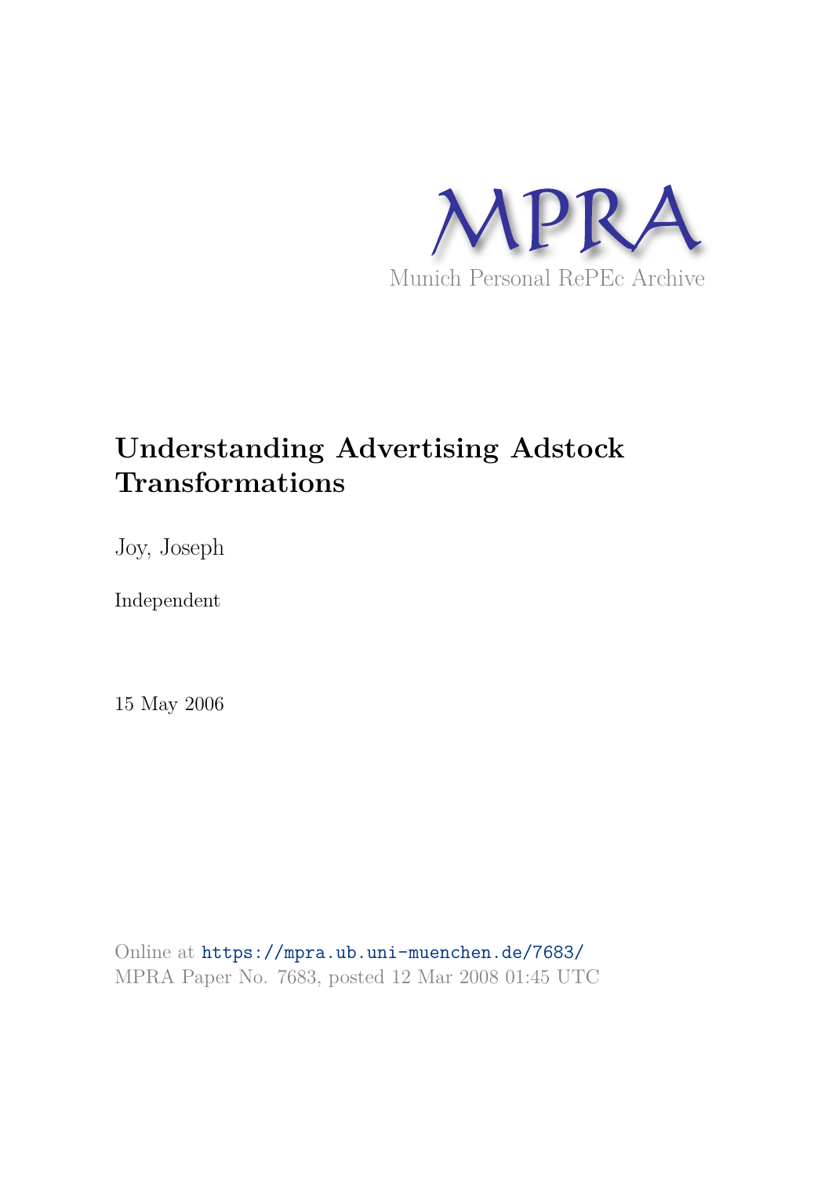MPRA

Munich Personal RePEc Archive

# Understanding Advertising Adstock Transformations

Joy, Joseph

Independent

15 May 2006

Online at https://mpra.ub.uni-muenchen.de/7683/
MPRA Paper No. 7683, posted 12 Mar 2008 01:45 UTC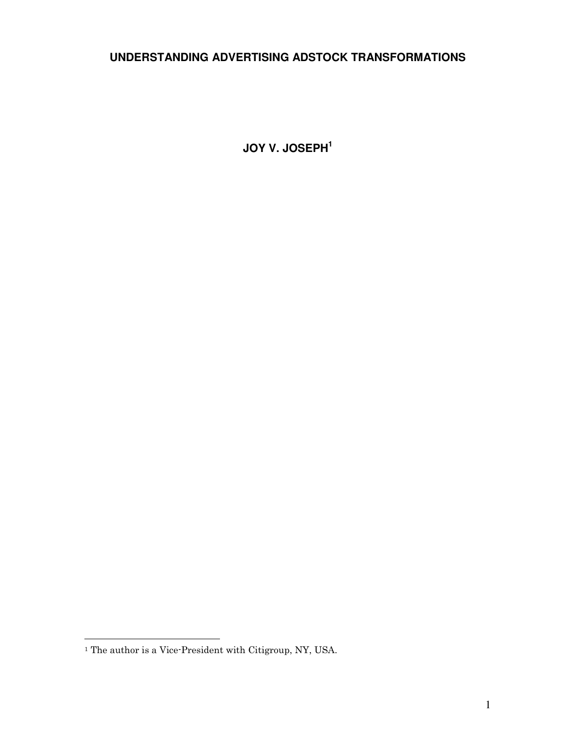# UNDERSTANDING ADVERTISING ADSTOCK TRANSFORMATIONS

**JOY V. JOSEPH[1]**

[1] The author is a Vice-President with Citigroup, NY, USA.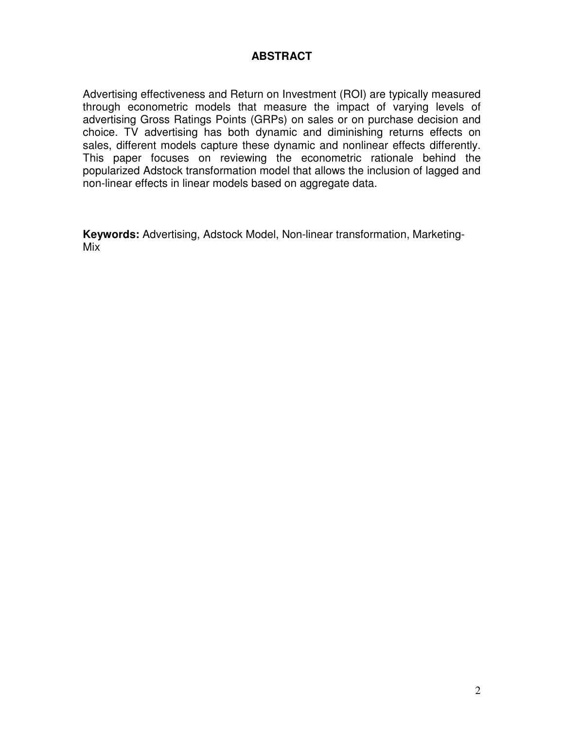## ABSTRACT

Advertising effectiveness and Return on Investment (ROI) are typically measured through econometric models that measure the impact of varying levels of advertising Gross Ratings Points (GRPs) on sales or on purchase decision and choice. TV advertising has both dynamic and diminishing returns effects on sales, different models capture these dynamic and nonlinear effects differently. This paper focuses on reviewing the econometric rationale behind the popularized Adstock transformation model that allows the inclusion of lagged and non-linear effects in linear models based on aggregate data.

**Keywords:** Advertising, Adstock Model, Non-linear transformation, Marketing-Mix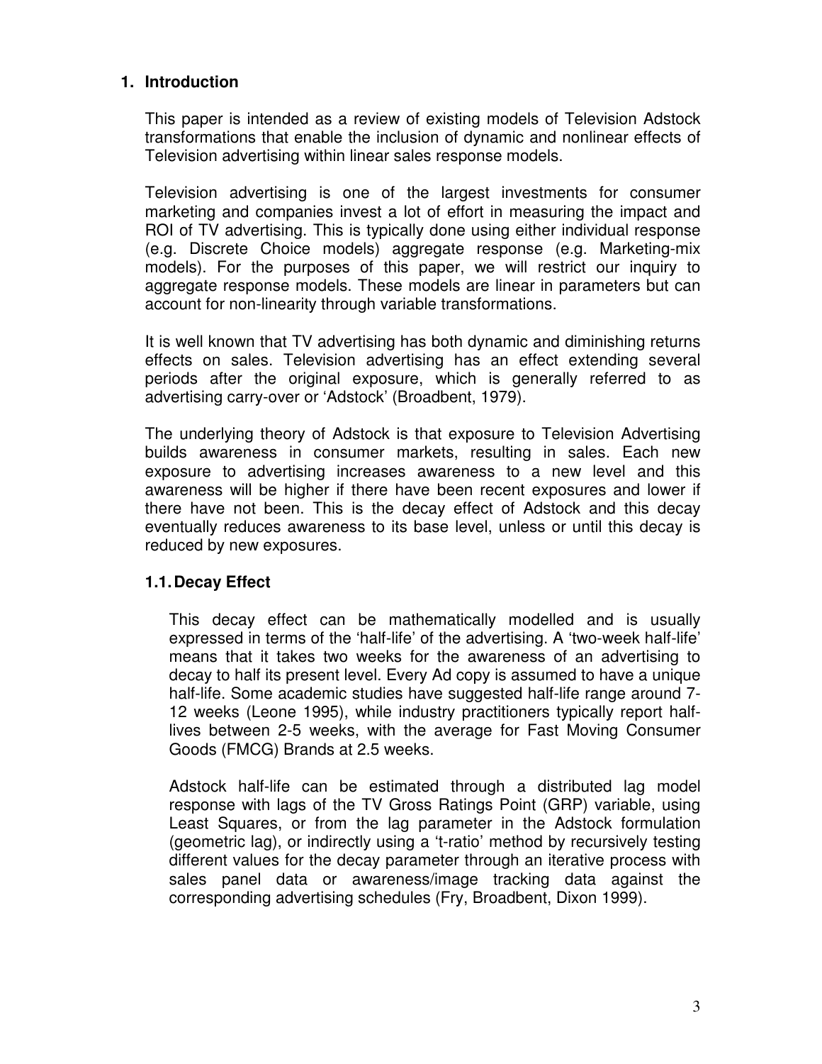## 1. Introduction

This paper is intended as a review of existing models of Television Adstock transformations that enable the inclusion of dynamic and nonlinear effects of Television advertising within linear sales response models.

Television advertising is one of the largest investments for consumer marketing and companies invest a lot of effort in measuring the impact and ROI of TV advertising. This is typically done using either individual response (e.g. Discrete Choice models) aggregate response (e.g. Marketing-mix models). For the purposes of this paper, we will restrict our inquiry to aggregate response models. These models are linear in parameters but can account for non-linearity through variable transformations.

It is well known that TV advertising has both dynamic and diminishing returns effects on sales. Television advertising has an effect extending several periods after the original exposure, which is generally referred to as advertising carry-over or 'Adstock' (Broadbent, 1979).

The underlying theory of Adstock is that exposure to Television Advertising builds awareness in consumer markets, resulting in sales. Each new exposure to advertising increases awareness to a new level and this awareness will be higher if there have been recent exposures and lower if there have not been. This is the decay effect of Adstock and this decay eventually reduces awareness to its base level, unless or until this decay is reduced by new exposures.

### 1.1. Decay Effect

This decay effect can be mathematically modelled and is usually expressed in terms of the 'half-life' of the advertising. A 'two-week half-life' means that it takes two weeks for the awareness of an advertising to decay to half its present level. Every Ad copy is assumed to have a unique half-life. Some academic studies have suggested half-life range around 7-12 weeks (Leone 1995), while industry practitioners typically report half-lives between 2-5 weeks, with the average for Fast Moving Consumer Goods (FMCG) Brands at 2.5 weeks.

Adstock half-life can be estimated through a distributed lag model response with lags of the TV Gross Ratings Point (GRP) variable, using Least Squares, or from the lag parameter in the Adstock formulation (geometric lag), or indirectly using a 't-ratio' method by recursively testing different values for the decay parameter through an iterative process with sales panel data or awareness/image tracking data against the corresponding advertising schedules (Fry, Broadbent, Dixon 1999).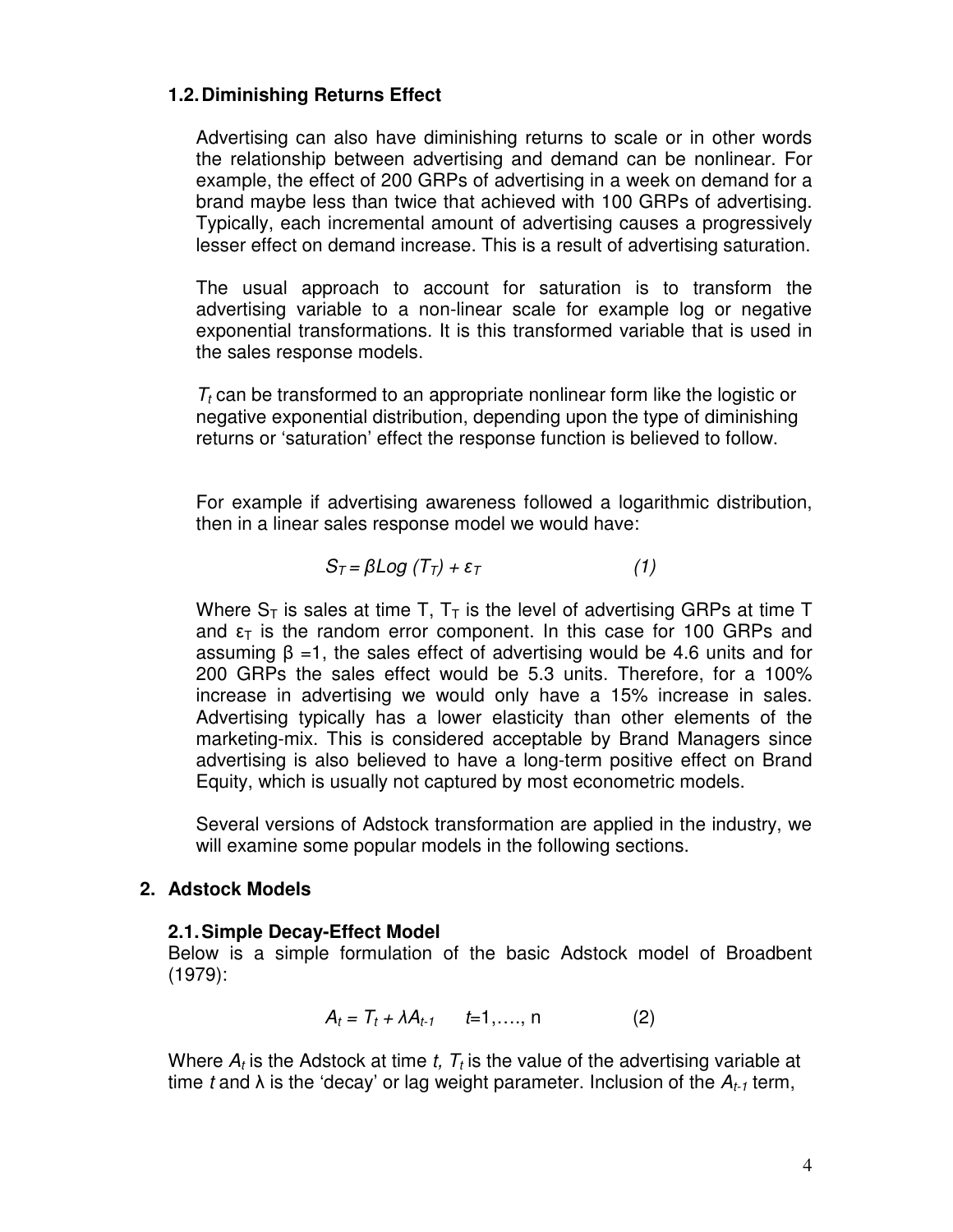### 1.2. Diminishing Returns Effect

Advertising can also have diminishing returns to scale or in other words the relationship between advertising and demand can be nonlinear. For example, the effect of 200 GRPs of advertising in a week on demand for a brand maybe less than twice that achieved with 100 GRPs of advertising. Typically, each incremental amount of advertising causes a progressively lesser effect on demand increase. This is a result of advertising saturation.

The usual approach to account for saturation is to transform the advertising variable to a non-linear scale for example log or negative exponential transformations. It is this transformed variable that is used in the sales response models.

$T_t$ can be transformed to an appropriate nonlinear form like the logistic or negative exponential distribution, depending upon the type of diminishing returns or 'saturation' effect the response function is believed to follow.

For example if advertising awareness followed a logarithmic distribution, then in a linear sales response model we would have:

$$S_T = \beta Log\ (T_T) + \varepsilon_T \qquad (1)$$

Where $S_T$ is sales at time T, $T_T$ is the level of advertising GRPs at time T and $\varepsilon_T$ is the random error component. In this case for 100 GRPs and assuming $\beta = 1$, the sales effect of advertising would be 4.6 units and for 200 GRPs the sales effect would be 5.3 units. Therefore, for a 100% increase in advertising we would only have a 15% increase in sales. Advertising typically has a lower elasticity than other elements of the marketing-mix. This is considered acceptable by Brand Managers since advertising is also believed to have a long-term positive effect on Brand Equity, which is usually not captured by most econometric models.

Several versions of Adstock transformation are applied in the industry, we will examine some popular models in the following sections.

## 2. Adstock Models

### 2.1. Simple Decay-Effect Model

Below is a simple formulation of the basic Adstock model of Broadbent (1979):

$$A_t = T_t + \lambda A_{t-1} \qquad t = 1, \ldots, n \qquad (2)$$

Where $A_t$ is the Adstock at time $t$, $T_t$ is the value of the advertising variable at time $t$ and $\lambda$ is the 'decay' or lag weight parameter. Inclusion of the $A_{t-1}$ term,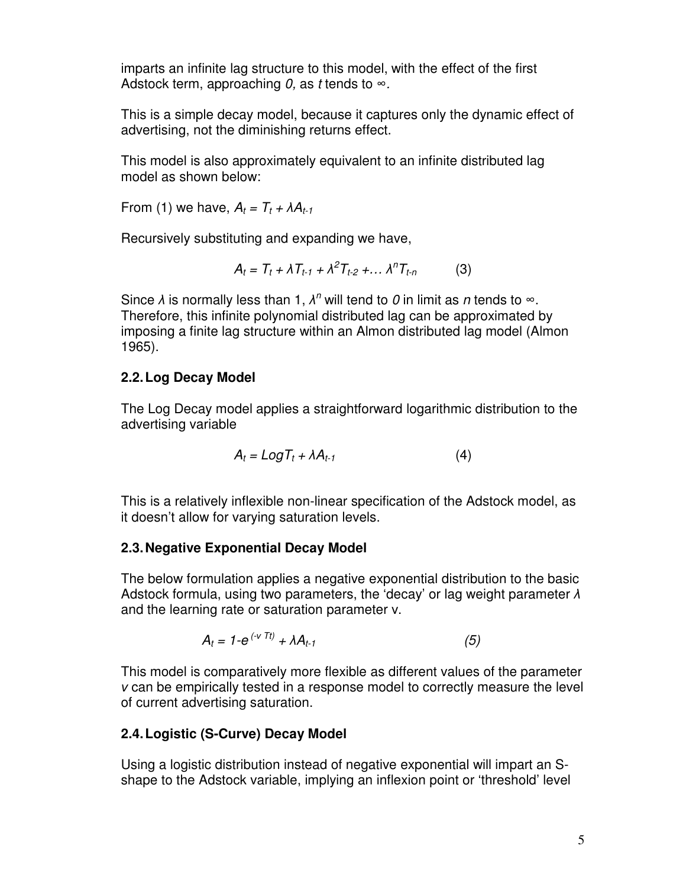imparts an infinite lag structure to this model, with the effect of the first Adstock term, approaching *0,* as *t* tends to $\infty$.

This is a simple decay model, because it captures only the dynamic effect of advertising, not the diminishing returns effect.

This model is also approximately equivalent to an infinite distributed lag model as shown below:

From (1) we have, $A_t = T_t + \lambda A_{t-1}$

Recursively substituting and expanding we have,

$$A_t = T_t + \lambda T_{t-1} + \lambda^2 T_{t-2} + \ldots \lambda^n T_{t-n} \qquad (3)$$

Since $\lambda$ is normally less than 1, $\lambda^n$ will tend to *0* in limit as *n* tends to $\infty$. Therefore, this infinite polynomial distributed lag can be approximated by imposing a finite lag structure within an Almon distributed lag model (Almon 1965).

### 2.2. Log Decay Model

The Log Decay model applies a straightforward logarithmic distribution to the advertising variable

$$A_t = Log T_t + \lambda A_{t-1} \qquad (4)$$

This is a relatively inflexible non-linear specification of the Adstock model, as it doesn't allow for varying saturation levels.

### 2.3. Negative Exponential Decay Model

The below formulation applies a negative exponential distribution to the basic Adstock formula, using two parameters, the 'decay' or lag weight parameter $\lambda$ and the learning rate or saturation parameter v.

$$A_t = 1 - e^{(-v\, Tt)} + \lambda A_{t-1} \qquad (5)$$

This model is comparatively more flexible as different values of the parameter *v* can be empirically tested in a response model to correctly measure the level of current advertising saturation.

### 2.4. Logistic (S-Curve) Decay Model

Using a logistic distribution instead of negative exponential will impart an S-shape to the Adstock variable, implying an inflexion point or 'threshold' level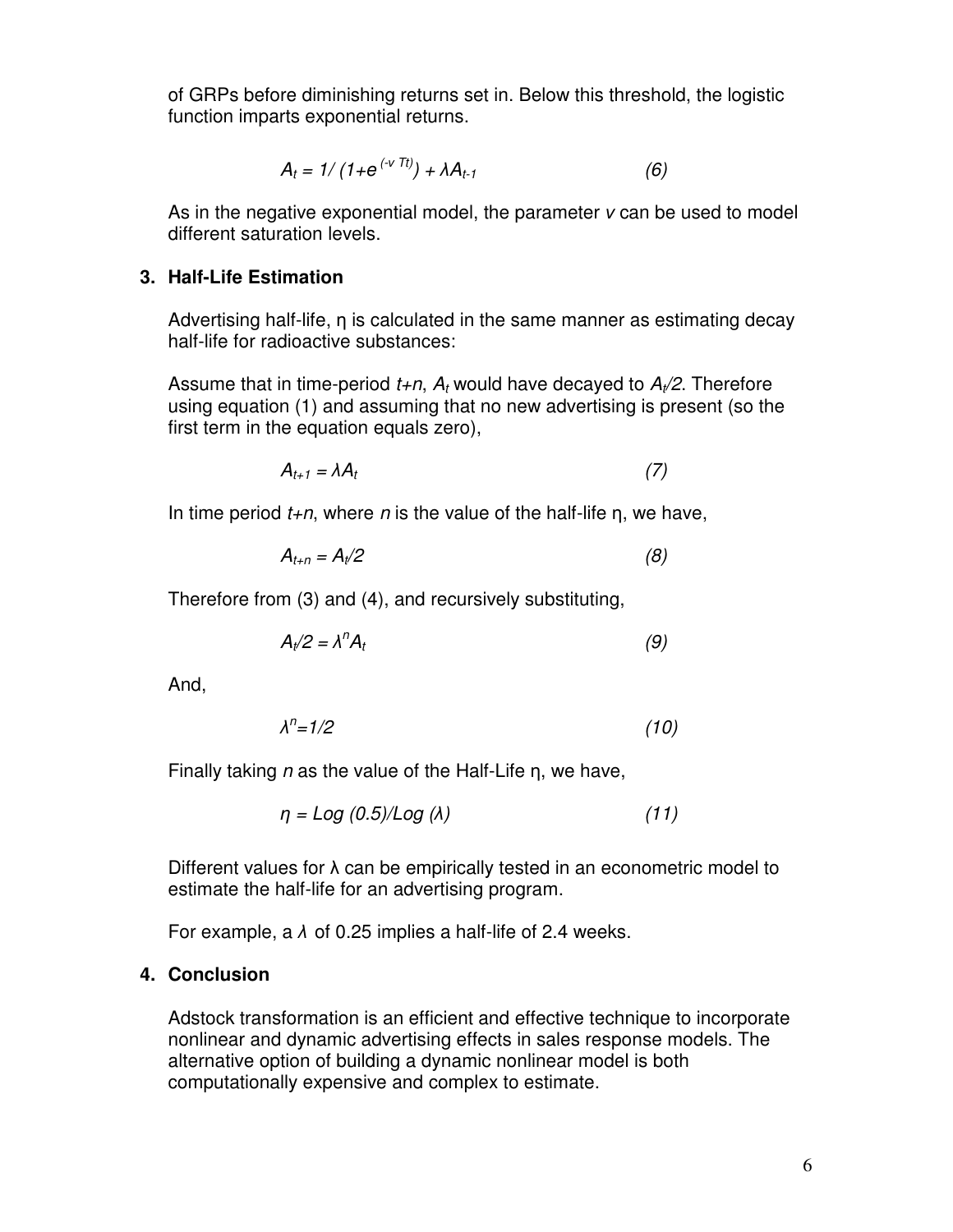of GRPs before diminishing returns set in. Below this threshold, the logistic function imparts exponential returns.

$$A_t = 1/(1+e^{(-v\, Tt)}) + \lambda A_{t-1} \qquad (6)$$

As in the negative exponential model, the parameter *v* can be used to model different saturation levels.

## 3. Half-Life Estimation

Advertising half-life, η is calculated in the same manner as estimating decay half-life for radioactive substances:

Assume that in time-period $t+n$, $A_t$ would have decayed to $A_t/2$. Therefore using equation (1) and assuming that no new advertising is present (so the first term in the equation equals zero),

$$A_{t+1} = \lambda A_t \qquad (7)$$

In time period $t+n$, where $n$ is the value of the half-life η, we have,

$$A_{t+n} = A_t/2 \qquad (8)$$

Therefore from (3) and (4), and recursively substituting,

$$A_t/2 = \lambda^n A_t \qquad (9)$$

And,

$$\lambda^n = 1/2 \qquad (10)$$

Finally taking $n$ as the value of the Half-Life η, we have,

$$\eta = Log\,(0.5)/Log\,(\lambda) \qquad (11)$$

Different values for λ can be empirically tested in an econometric model to estimate the half-life for an advertising program.

For example, a $\lambda$ of 0.25 implies a half-life of 2.4 weeks.

## 4. Conclusion

Adstock transformation is an efficient and effective technique to incorporate nonlinear and dynamic advertising effects in sales response models. The alternative option of building a dynamic nonlinear model is both computationally expensive and complex to estimate.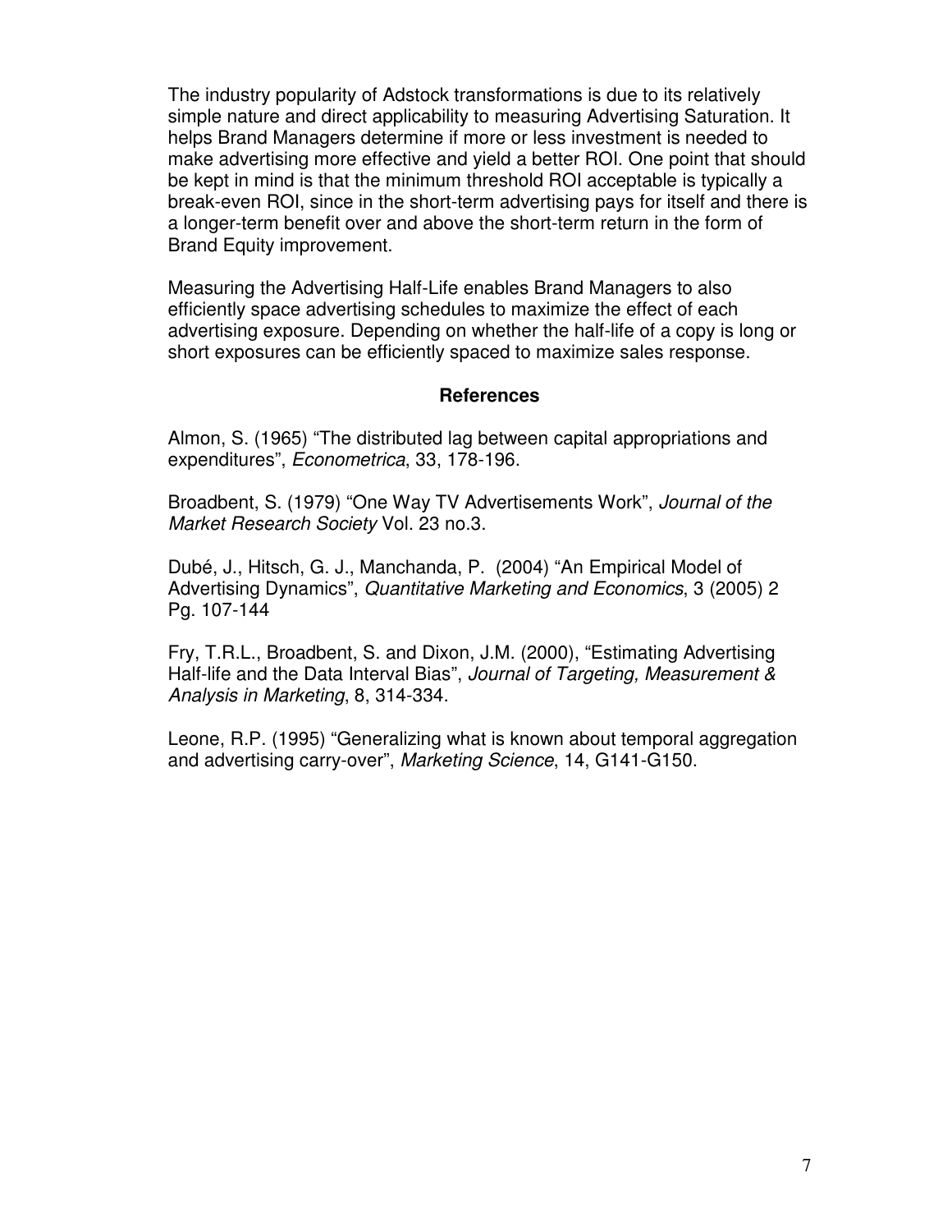The industry popularity of Adstock transformations is due to its relatively simple nature and direct applicability to measuring Advertising Saturation. It helps Brand Managers determine if more or less investment is needed to make advertising more effective and yield a better ROI. One point that should be kept in mind is that the minimum threshold ROI acceptable is typically a break-even ROI, since in the short-term advertising pays for itself and there is a longer-term benefit over and above the short-term return in the form of Brand Equity improvement.

Measuring the Advertising Half-Life enables Brand Managers to also efficiently space advertising schedules to maximize the effect of each advertising exposure. Depending on whether the half-life of a copy is long or short exposures can be efficiently spaced to maximize sales response.

## References

Almon, S. (1965) "The distributed lag between capital appropriations and expenditures", *Econometrica*, 33, 178-196.

Broadbent, S. (1979) "One Way TV Advertisements Work", *Journal of the Market Research Society* Vol. 23 no.3.

Dubé, J., Hitsch, G. J., Manchanda, P. (2004) "An Empirical Model of Advertising Dynamics", *Quantitative Marketing and Economics*, 3 (2005) 2 Pg. 107-144

Fry, T.R.L., Broadbent, S. and Dixon, J.M. (2000), "Estimating Advertising Half-life and the Data Interval Bias", *Journal of Targeting, Measurement & Analysis in Marketing*, 8, 314-334.

Leone, R.P. (1995) "Generalizing what is known about temporal aggregation and advertising carry-over", *Marketing Science*, 14, G141-G150.